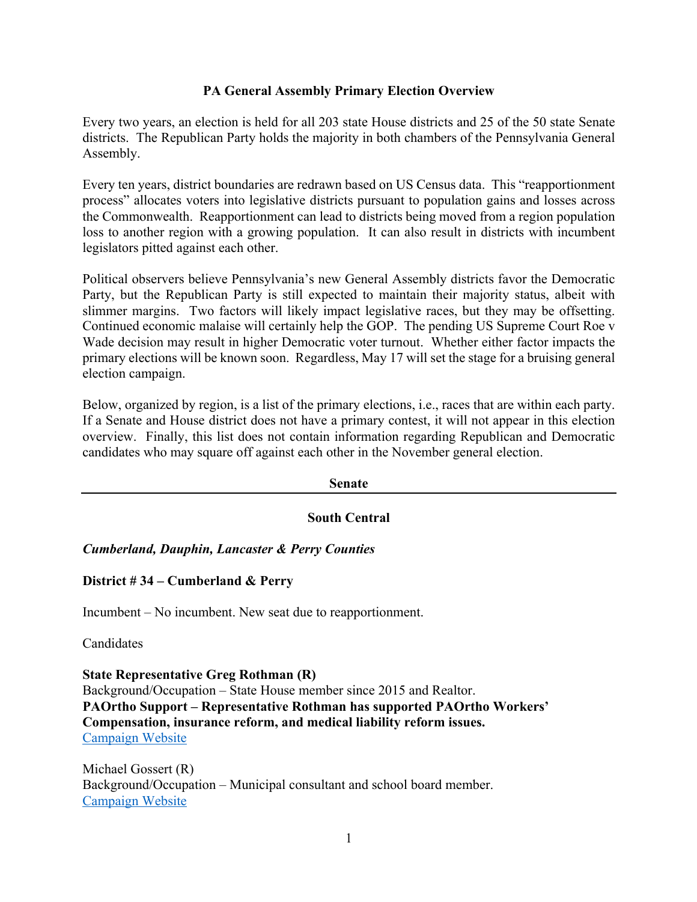# PA General Assembly Primary Election Overview

Every two years, an election is held for all 203 state House districts and 25 of the 50 state Senate districts. The Republican Party holds the majority in both chambers of the Pennsylvania General Assembly.

Every ten years, district boundaries are redrawn based on US Census data. This "reapportionment process" allocates voters into legislative districts pursuant to population gains and losses across the Commonwealth. Reapportionment can lead to districts being moved from a region population loss to another region with a growing population. It can also result in districts with incumbent legislators pitted against each other.

Political observers believe Pennsylvania's new General Assembly districts favor the Democratic Party, but the Republican Party is still expected to maintain their majority status, albeit with slimmer margins. Two factors will likely impact legislative races, but they may be offsetting. Continued economic malaise will certainly help the GOP. The pending US Supreme Court Roe v Wade decision may result in higher Democratic voter turnout. Whether either factor impacts the primary elections will be known soon. Regardless, May 17 will set the stage for a bruising general election campaign.

Below, organized by region, is a list of the primary elections, i.e., races that are within each party. If a Senate and House district does not have a primary contest, it will not appear in this election overview. Finally, this list does not contain information regarding Republican and Democratic candidates who may square off against each other in the November general election.

## Senate

### South Central

***Cumberland, Dauphin, Lancaster & Perry Counties***

**District # 34 – Cumberland & Perry**

Incumbent – No incumbent. New seat due to reapportionment.

Candidates

**State Representative Greg Rothman (R)**
Background/Occupation – State House member since 2015 and Realtor.
**PAOrtho Support – Representative Rothman has supported PAOrtho Workers' Compensation, insurance reform, and medical liability reform issues.**
Campaign Website

Michael Gossert (R)
Background/Occupation – Municipal consultant and school board member.
Campaign Website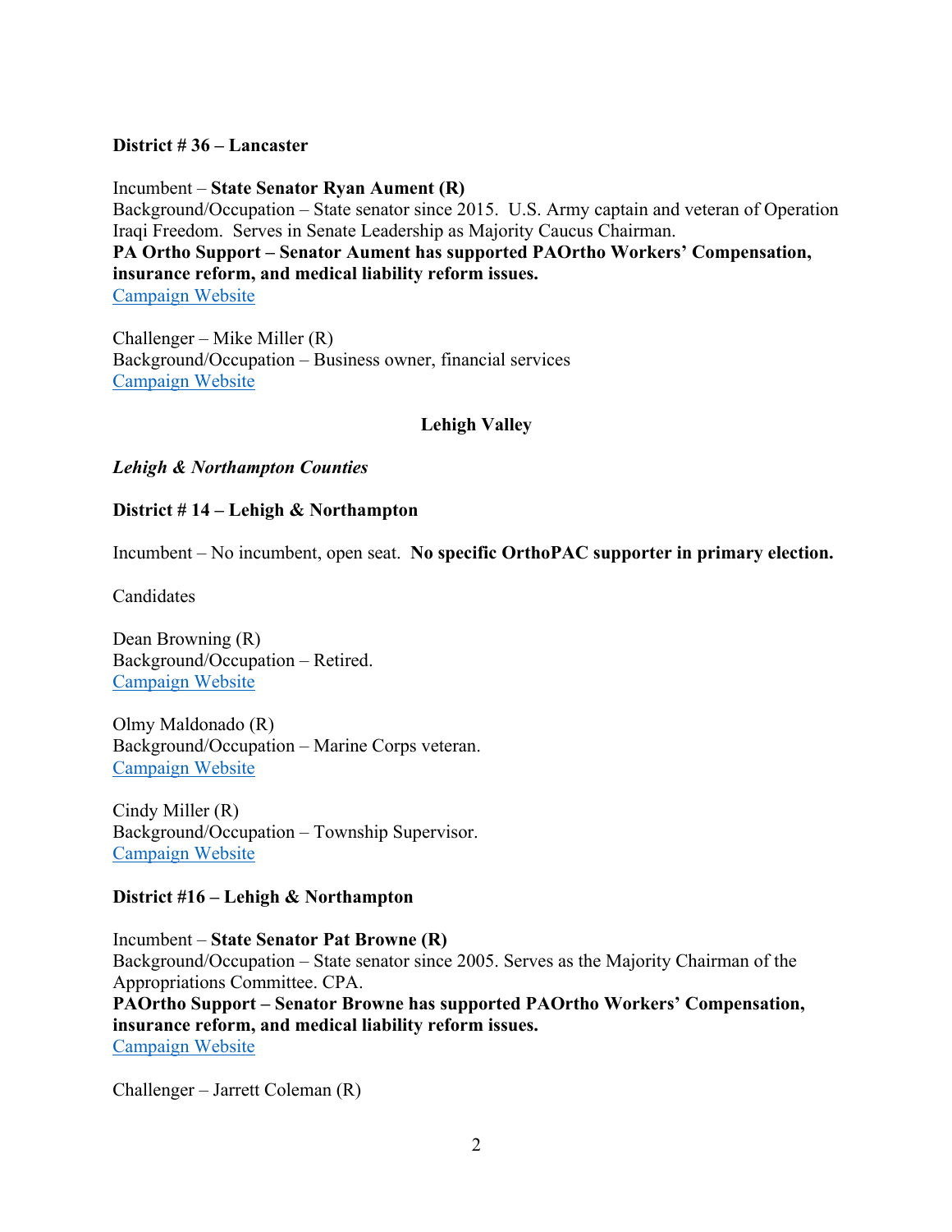**District # 36 – Lancaster**

Incumbent – **State Senator Ryan Aument (R)**
Background/Occupation – State senator since 2015. U.S. Army captain and veteran of Operation Iraqi Freedom. Serves in Senate Leadership as Majority Caucus Chairman.
**PA Ortho Support – Senator Aument has supported PAOrtho Workers' Compensation, insurance reform, and medical liability reform issues.**
Campaign Website

Challenger – Mike Miller (R)
Background/Occupation – Business owner, financial services
Campaign Website

**Lehigh Valley**

***Lehigh & Northampton Counties***

**District # 14 – Lehigh & Northampton**

Incumbent – No incumbent, open seat. **No specific OrthoPAC supporter in primary election.**

Candidates

Dean Browning (R)
Background/Occupation – Retired.
Campaign Website

Olmy Maldonado (R)
Background/Occupation – Marine Corps veteran.
Campaign Website

Cindy Miller (R)
Background/Occupation – Township Supervisor.
Campaign Website

**District #16 – Lehigh & Northampton**

Incumbent – **State Senator Pat Browne (R)**
Background/Occupation – State senator since 2005. Serves as the Majority Chairman of the Appropriations Committee. CPA.
**PAOrtho Support – Senator Browne has supported PAOrtho Workers' Compensation, insurance reform, and medical liability reform issues.**
Campaign Website

Challenger – Jarrett Coleman (R)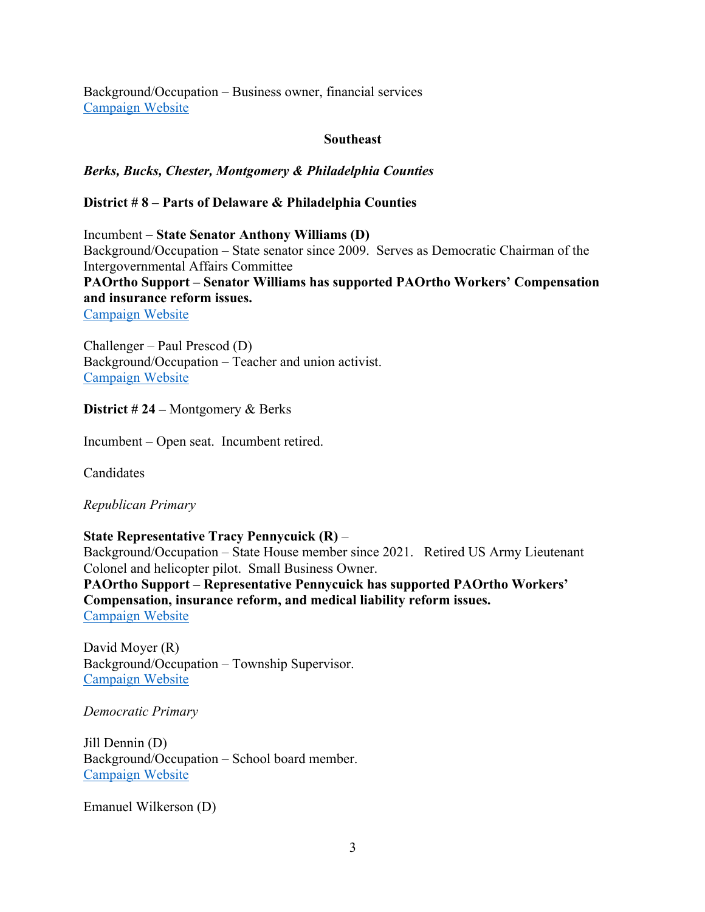Background/Occupation – Business owner, financial services
[Campaign Website]

## Southeast

***Berks, Bucks, Chester, Montgomery & Philadelphia Counties***

**District # 8 – Parts of Delaware & Philadelphia Counties**

Incumbent – **State Senator Anthony Williams (D)**
Background/Occupation – State senator since 2009. Serves as Democratic Chairman of the Intergovernmental Affairs Committee
**PAOrtho Support – Senator Williams has supported PAOrtho Workers' Compensation and insurance reform issues.**
[Campaign Website]

Challenger – Paul Prescod (D)
Background/Occupation – Teacher and union activist.
[Campaign Website]

**District # 24 –** Montgomery & Berks

Incumbent – Open seat. Incumbent retired.

Candidates

*Republican Primary*

**State Representative Tracy Pennycuick (R)** –
Background/Occupation – State House member since 2021. Retired US Army Lieutenant Colonel and helicopter pilot. Small Business Owner.
**PAOrtho Support – Representative Pennycuick has supported PAOrtho Workers' Compensation, insurance reform, and medical liability reform issues.**
[Campaign Website]

David Moyer (R)
Background/Occupation – Township Supervisor.
[Campaign Website]

*Democratic Primary*

Jill Dennin (D)
Background/Occupation – School board member.
[Campaign Website]

Emanuel Wilkerson (D)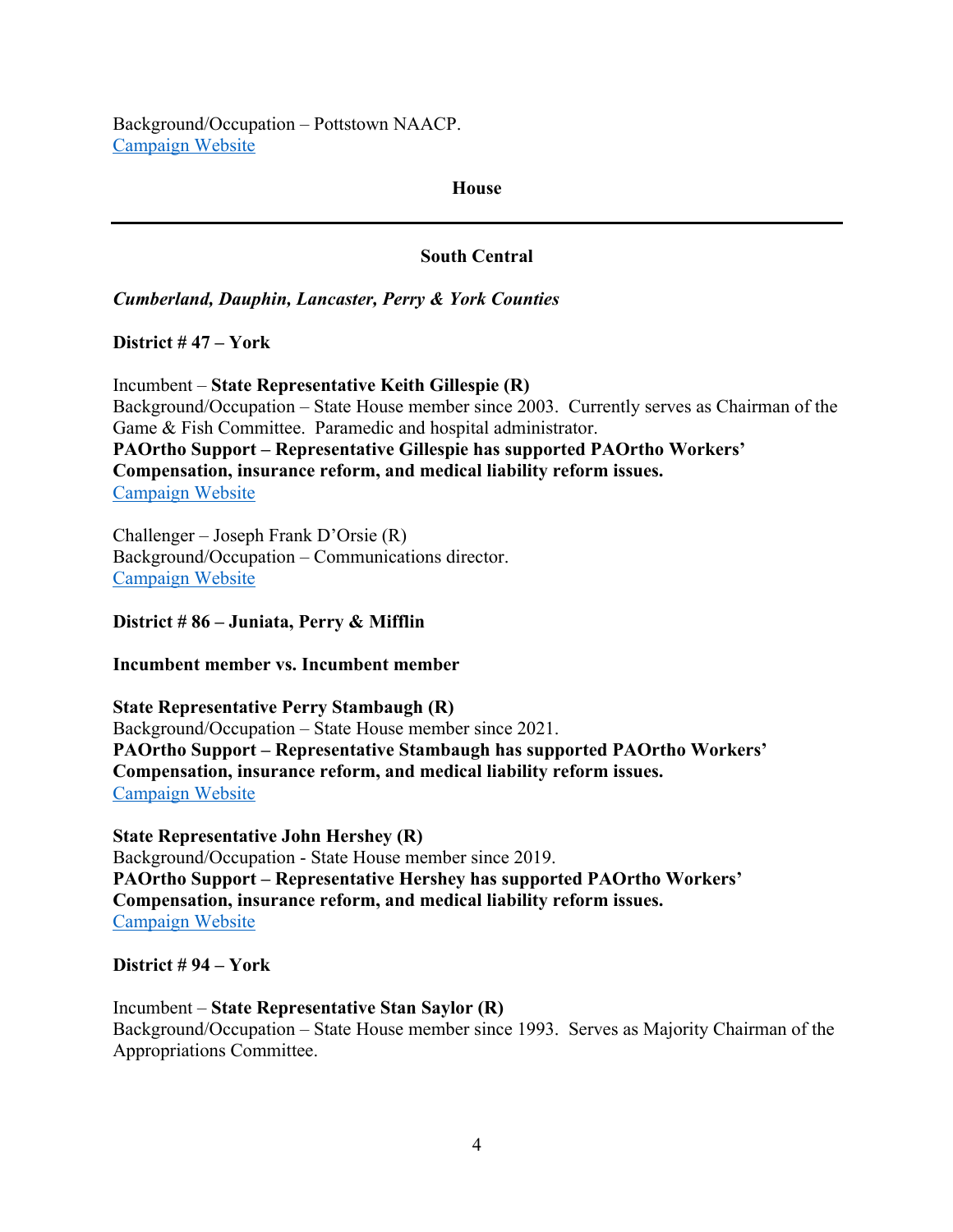Background/Occupation – Pottstown NAACP.
[Campaign Website]

## House

---

### South Central

***Cumberland, Dauphin, Lancaster, Perry & York Counties***

**District # 47 – York**

Incumbent – **State Representative Keith Gillespie (R)**
Background/Occupation – State House member since 2003. Currently serves as Chairman of the Game & Fish Committee. Paramedic and hospital administrator.
**PAOrtho Support – Representative Gillespie has supported PAOrtho Workers' Compensation, insurance reform, and medical liability reform issues.**
[Campaign Website]

Challenger – Joseph Frank D'Orsie (R)
Background/Occupation – Communications director.
[Campaign Website]

**District # 86 – Juniata, Perry & Mifflin**

**Incumbent member vs. Incumbent member**

**State Representative Perry Stambaugh (R)**
Background/Occupation – State House member since 2021.
**PAOrtho Support – Representative Stambaugh has supported PAOrtho Workers' Compensation, insurance reform, and medical liability reform issues.**
[Campaign Website]

**State Representative John Hershey (R)**
Background/Occupation - State House member since 2019.
**PAOrtho Support – Representative Hershey has supported PAOrtho Workers' Compensation, insurance reform, and medical liability reform issues.**
[Campaign Website]

**District # 94 – York**

Incumbent – **State Representative Stan Saylor (R)**
Background/Occupation – State House member since 1993. Serves as Majority Chairman of the Appropriations Committee.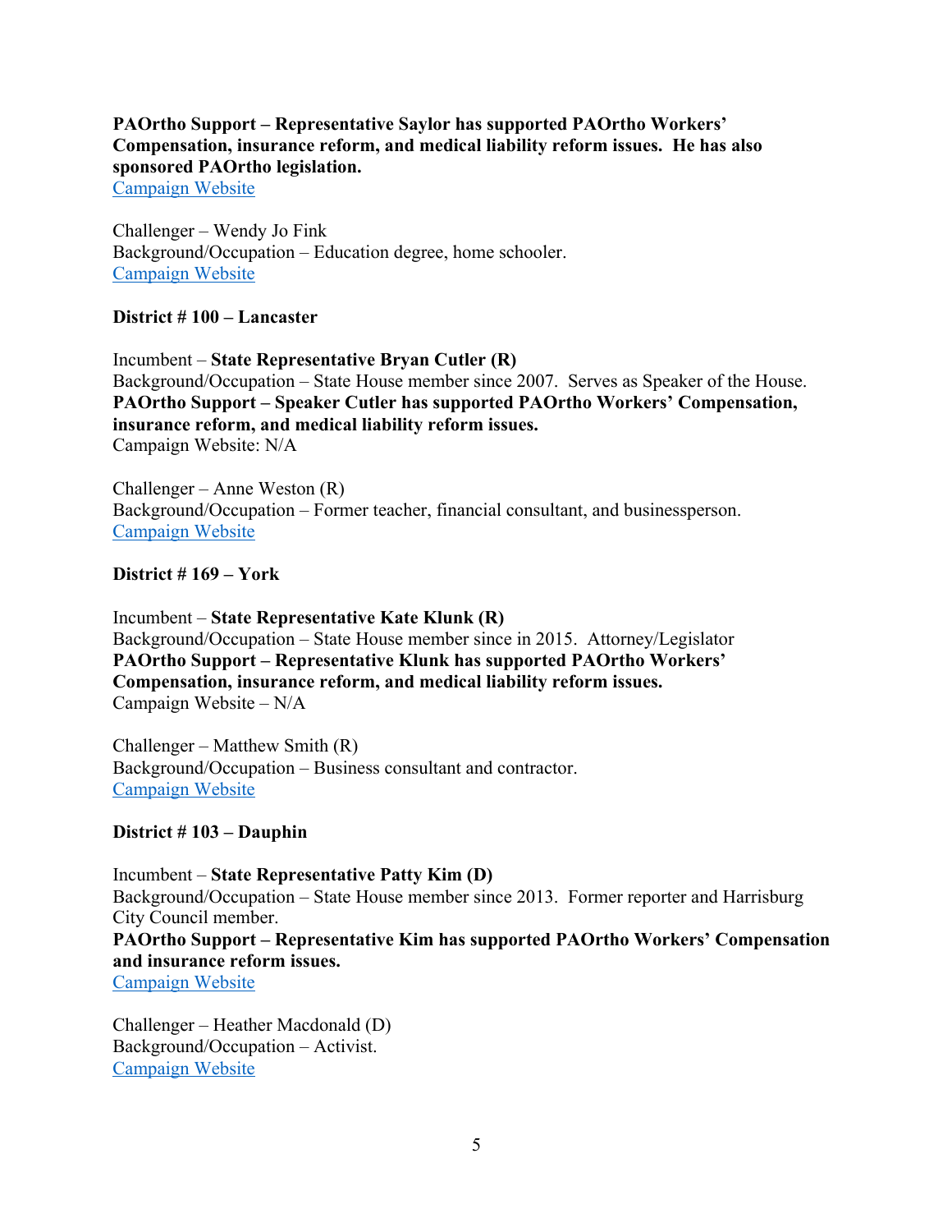**PAOrtho Support – Representative Saylor has supported PAOrtho Workers' Compensation, insurance reform, and medical liability reform issues. He has also sponsored PAOrtho legislation.**
Campaign Website

Challenger – Wendy Jo Fink
Background/Occupation – Education degree, home schooler.
Campaign Website

**District # 100 – Lancaster**

Incumbent – **State Representative Bryan Cutler (R)**
Background/Occupation – State House member since 2007. Serves as Speaker of the House.
**PAOrtho Support – Speaker Cutler has supported PAOrtho Workers' Compensation, insurance reform, and medical liability reform issues.**
Campaign Website: N/A

Challenger – Anne Weston (R)
Background/Occupation – Former teacher, financial consultant, and businessperson.
Campaign Website

**District # 169 – York**

Incumbent – **State Representative Kate Klunk (R)**
Background/Occupation – State House member since in 2015. Attorney/Legislator
**PAOrtho Support – Representative Klunk has supported PAOrtho Workers' Compensation, insurance reform, and medical liability reform issues.**
Campaign Website – N/A

Challenger – Matthew Smith (R)
Background/Occupation – Business consultant and contractor.
Campaign Website

**District # 103 – Dauphin**

Incumbent – **State Representative Patty Kim (D)**
Background/Occupation – State House member since 2013. Former reporter and Harrisburg City Council member.
**PAOrtho Support – Representative Kim has supported PAOrtho Workers' Compensation and insurance reform issues.**
Campaign Website

Challenger – Heather Macdonald (D)
Background/Occupation – Activist.
Campaign Website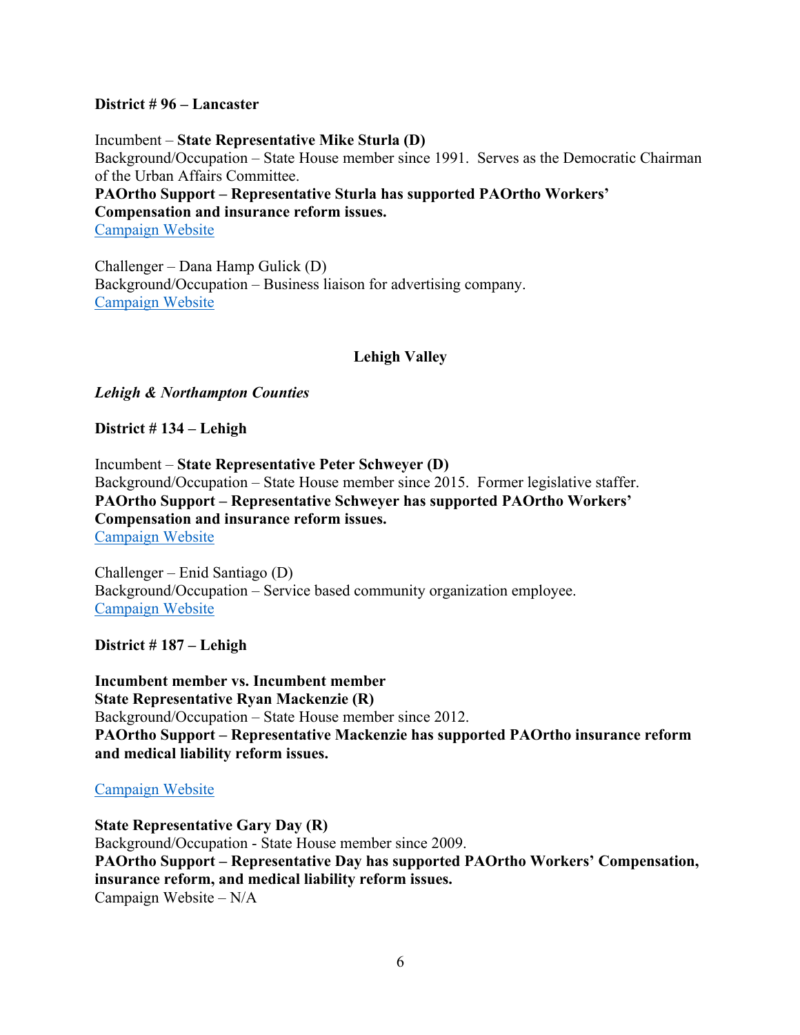**District # 96 – Lancaster**

Incumbent – **State Representative Mike Sturla (D)**
Background/Occupation – State House member since 1991. Serves as the Democratic Chairman of the Urban Affairs Committee.
**PAOrtho Support – Representative Sturla has supported PAOrtho Workers' Compensation and insurance reform issues.**
Campaign Website

Challenger – Dana Hamp Gulick (D)
Background/Occupation – Business liaison for advertising company.
Campaign Website

**Lehigh Valley**

***Lehigh & Northampton Counties***

**District # 134 – Lehigh**

Incumbent – **State Representative Peter Schweyer (D)**
Background/Occupation – State House member since 2015. Former legislative staffer.
**PAOrtho Support – Representative Schweyer has supported PAOrtho Workers' Compensation and insurance reform issues.**
Campaign Website

Challenger – Enid Santiago (D)
Background/Occupation – Service based community organization employee.
Campaign Website

**District # 187 – Lehigh**

**Incumbent member vs. Incumbent member**
**State Representative Ryan Mackenzie (R)**
Background/Occupation – State House member since 2012.
**PAOrtho Support – Representative Mackenzie has supported PAOrtho insurance reform and medical liability reform issues.**

Campaign Website

**State Representative Gary Day (R)**
Background/Occupation - State House member since 2009.
**PAOrtho Support – Representative Day has supported PAOrtho Workers' Compensation, insurance reform, and medical liability reform issues.**
Campaign Website – N/A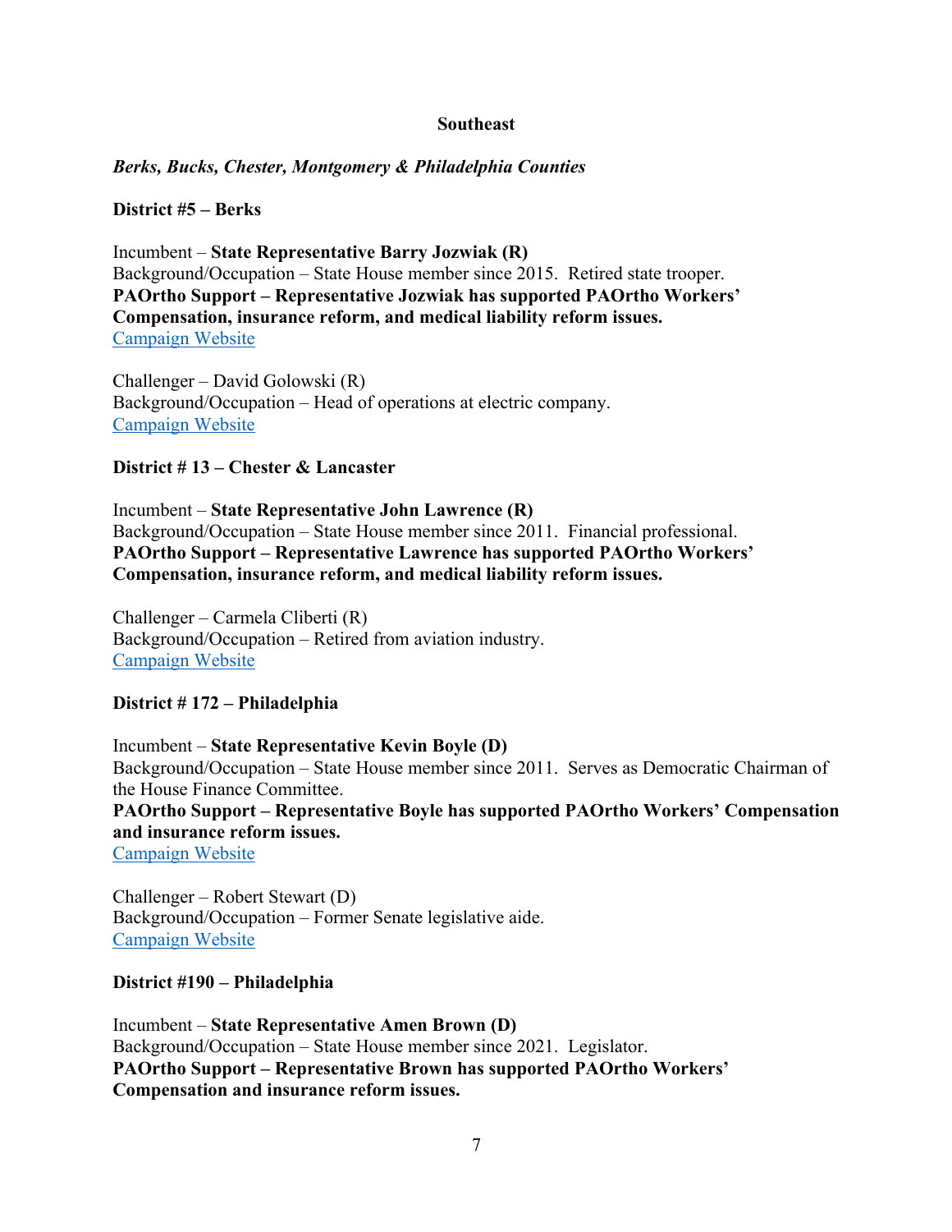## Southeast

***Berks, Bucks, Chester, Montgomery & Philadelphia Counties***

**District #5 – Berks**

Incumbent – **State Representative Barry Jozwiak (R)**
Background/Occupation – State House member since 2015. Retired state trooper.
**PAOrtho Support – Representative Jozwiak has supported PAOrtho Workers' Compensation, insurance reform, and medical liability reform issues.**
Campaign Website

Challenger – David Golowski (R)
Background/Occupation – Head of operations at electric company.
Campaign Website

**District # 13 – Chester & Lancaster**

Incumbent – **State Representative John Lawrence (R)**
Background/Occupation – State House member since 2011. Financial professional.
**PAOrtho Support – Representative Lawrence has supported PAOrtho Workers' Compensation, insurance reform, and medical liability reform issues.**

Challenger – Carmela Cliberti (R)
Background/Occupation – Retired from aviation industry.
Campaign Website

**District # 172 – Philadelphia**

Incumbent – **State Representative Kevin Boyle (D)**
Background/Occupation – State House member since 2011. Serves as Democratic Chairman of the House Finance Committee.
**PAOrtho Support – Representative Boyle has supported PAOrtho Workers' Compensation and insurance reform issues.**
Campaign Website

Challenger – Robert Stewart (D)
Background/Occupation – Former Senate legislative aide.
Campaign Website

**District #190 – Philadelphia**

Incumbent – **State Representative Amen Brown (D)**
Background/Occupation – State House member since 2021. Legislator.
**PAOrtho Support – Representative Brown has supported PAOrtho Workers' Compensation and insurance reform issues.**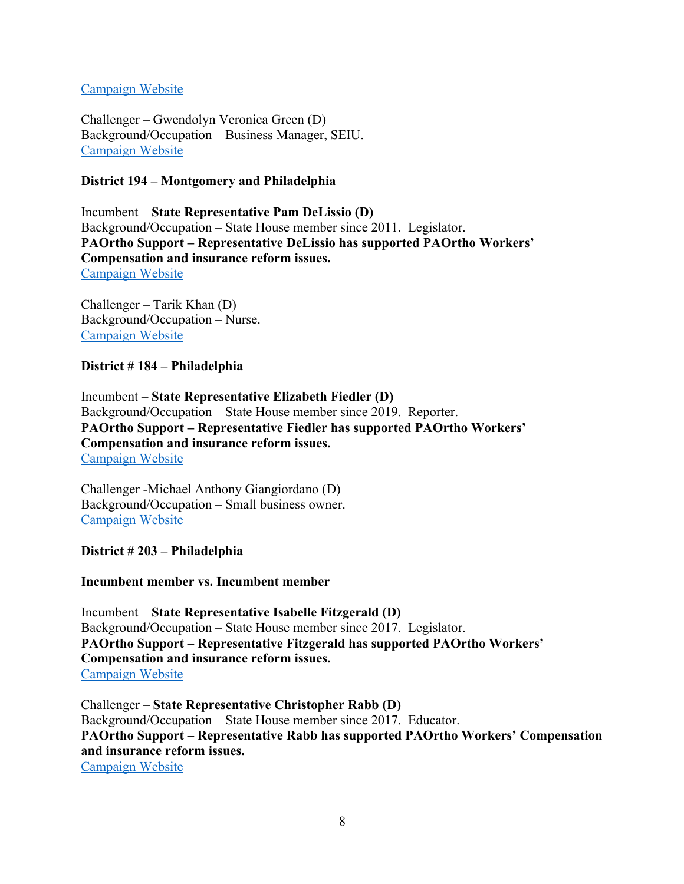[Campaign Website]

Challenger – Gwendolyn Veronica Green (D)
Background/Occupation – Business Manager, SEIU.
[Campaign Website]

**District 194 – Montgomery and Philadelphia**

Incumbent – **State Representative Pam DeLissio (D)**
Background/Occupation – State House member since 2011. Legislator.
**PAOrtho Support – Representative DeLissio has supported PAOrtho Workers' Compensation and insurance reform issues.**
[Campaign Website]

Challenger – Tarik Khan (D)
Background/Occupation – Nurse.
[Campaign Website]

**District # 184 – Philadelphia**

Incumbent – **State Representative Elizabeth Fiedler (D)**
Background/Occupation – State House member since 2019. Reporter.
**PAOrtho Support – Representative Fiedler has supported PAOrtho Workers' Compensation and insurance reform issues.**
[Campaign Website]

Challenger -Michael Anthony Giangiordano (D)
Background/Occupation – Small business owner.
[Campaign Website]

**District # 203 – Philadelphia**

**Incumbent member vs. Incumbent member**

Incumbent – **State Representative Isabelle Fitzgerald (D)**
Background/Occupation – State House member since 2017. Legislator.
**PAOrtho Support – Representative Fitzgerald has supported PAOrtho Workers' Compensation and insurance reform issues.**
[Campaign Website]

Challenger – **State Representative Christopher Rabb (D)**
Background/Occupation – State House member since 2017. Educator.
**PAOrtho Support – Representative Rabb has supported PAOrtho Workers' Compensation and insurance reform issues.**
[Campaign Website]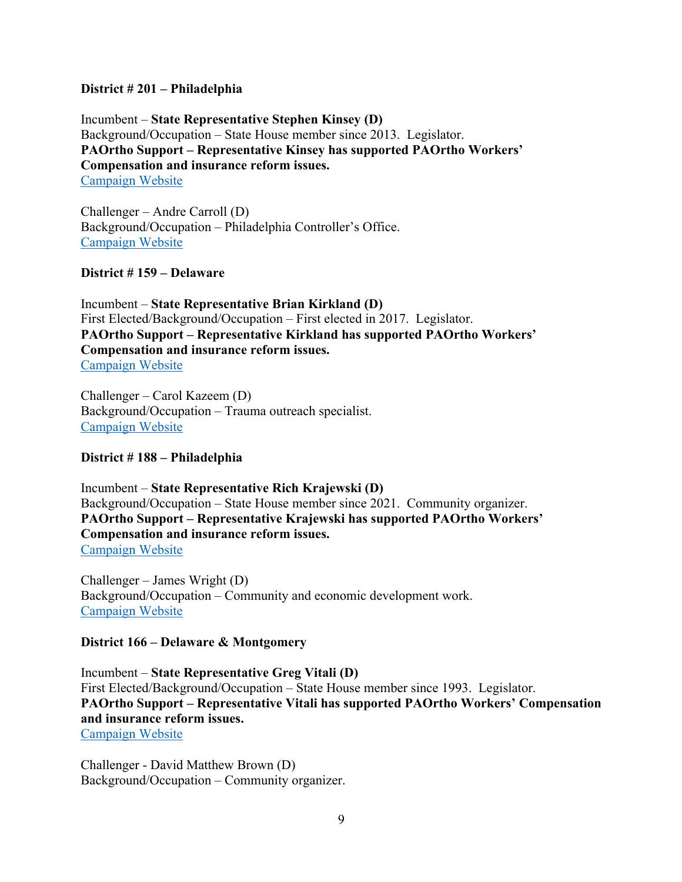**District # 201 – Philadelphia**

Incumbent – **State Representative Stephen Kinsey (D)**
Background/Occupation – State House member since 2013. Legislator.
**PAOrtho Support – Representative Kinsey has supported PAOrtho Workers' Compensation and insurance reform issues.**
Campaign Website

Challenger – Andre Carroll (D)
Background/Occupation – Philadelphia Controller's Office.
Campaign Website

**District # 159 – Delaware**

Incumbent – **State Representative Brian Kirkland (D)**
First Elected/Background/Occupation – First elected in 2017. Legislator.
**PAOrtho Support – Representative Kirkland has supported PAOrtho Workers' Compensation and insurance reform issues.**
Campaign Website

Challenger – Carol Kazeem (D)
Background/Occupation – Trauma outreach specialist.
Campaign Website

**District # 188 – Philadelphia**

Incumbent – **State Representative Rich Krajewski (D)**
Background/Occupation – State House member since 2021. Community organizer.
**PAOrtho Support – Representative Krajewski has supported PAOrtho Workers' Compensation and insurance reform issues.**
Campaign Website

Challenger – James Wright (D)
Background/Occupation – Community and economic development work.
Campaign Website

**District 166 – Delaware & Montgomery**

Incumbent – **State Representative Greg Vitali (D)**
First Elected/Background/Occupation – State House member since 1993. Legislator.
**PAOrtho Support – Representative Vitali has supported PAOrtho Workers' Compensation and insurance reform issues.**
Campaign Website

Challenger - David Matthew Brown (D)
Background/Occupation – Community organizer.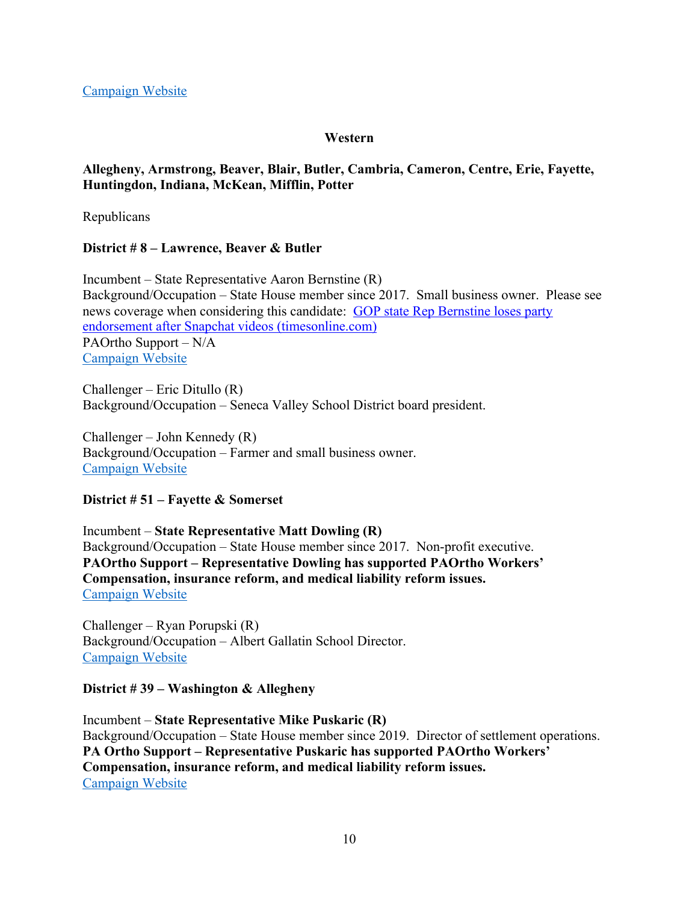[Campaign Website]

## Western

**Allegheny, Armstrong, Beaver, Blair, Butler, Cambria, Cameron, Centre, Erie, Fayette, Huntingdon, Indiana, McKean, Mifflin, Potter**

Republicans

**District # 8 – Lawrence, Beaver & Butler**

Incumbent – State Representative Aaron Bernstine (R)
Background/Occupation – State House member since 2017. Small business owner. Please see news coverage when considering this candidate: [GOP state Rep Bernstine loses party endorsement after Snapchat videos (timesonline.com)]
PAOrtho Support – N/A
[Campaign Website]

Challenger – Eric Ditullo (R)
Background/Occupation – Seneca Valley School District board president.

Challenger – John Kennedy (R)
Background/Occupation – Farmer and small business owner.
[Campaign Website]

**District # 51 – Fayette & Somerset**

Incumbent – **State Representative Matt Dowling (R)**
Background/Occupation – State House member since 2017. Non-profit executive.
**PAOrtho Support – Representative Dowling has supported PAOrtho Workers' Compensation, insurance reform, and medical liability reform issues.**
[Campaign Website]

Challenger – Ryan Porupski (R)
Background/Occupation – Albert Gallatin School Director.
[Campaign Website]

**District # 39 – Washington & Allegheny**

Incumbent – **State Representative Mike Puskaric (R)**
Background/Occupation – State House member since 2019. Director of settlement operations.
**PA Ortho Support – Representative Puskaric has supported PAOrtho Workers' Compensation, insurance reform, and medical liability reform issues.**
[Campaign Website]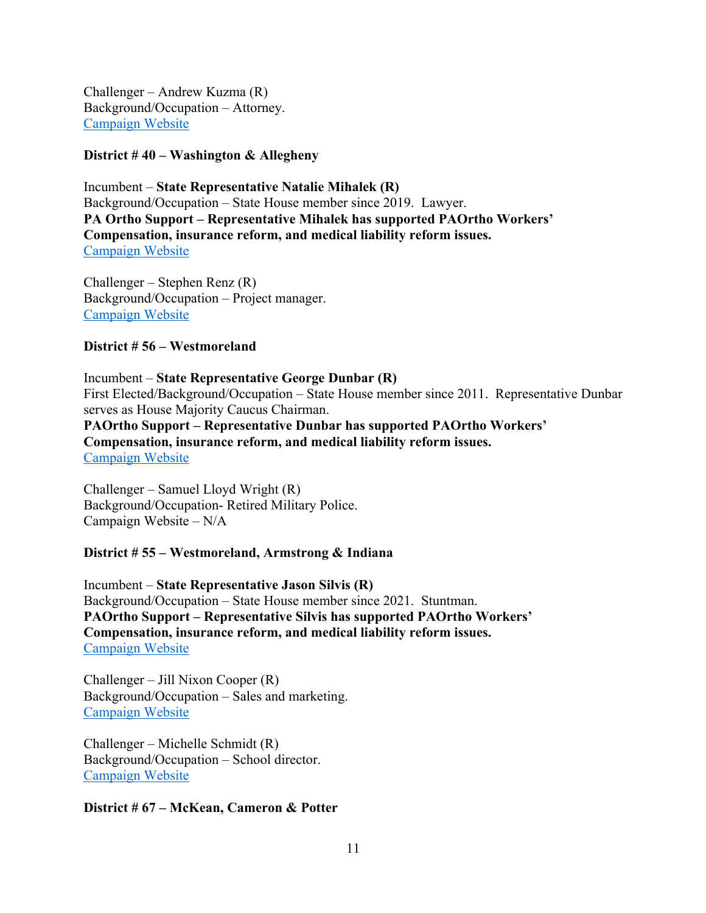Challenger – Andrew Kuzma (R)
Background/Occupation – Attorney.
[Campaign Website]

**District # 40 – Washington & Allegheny**

Incumbent – **State Representative Natalie Mihalek (R)**
Background/Occupation – State House member since 2019. Lawyer.
**PA Ortho Support – Representative Mihalek has supported PAOrtho Workers' Compensation, insurance reform, and medical liability reform issues.**
[Campaign Website]

Challenger – Stephen Renz (R)
Background/Occupation – Project manager.
[Campaign Website]

**District # 56 – Westmoreland**

Incumbent – **State Representative George Dunbar (R)**
First Elected/Background/Occupation – State House member since 2011. Representative Dunbar serves as House Majority Caucus Chairman.
**PAOrtho Support – Representative Dunbar has supported PAOrtho Workers' Compensation, insurance reform, and medical liability reform issues.**
[Campaign Website]

Challenger – Samuel Lloyd Wright (R)
Background/Occupation- Retired Military Police.
Campaign Website – N/A

**District # 55 – Westmoreland, Armstrong & Indiana**

Incumbent – **State Representative Jason Silvis (R)**
Background/Occupation – State House member since 2021. Stuntman.
**PAOrtho Support – Representative Silvis has supported PAOrtho Workers' Compensation, insurance reform, and medical liability reform issues.**
[Campaign Website]

Challenger – Jill Nixon Cooper (R)
Background/Occupation – Sales and marketing.
[Campaign Website]

Challenger – Michelle Schmidt (R)
Background/Occupation – School director.
[Campaign Website]

**District # 67 – McKean, Cameron & Potter**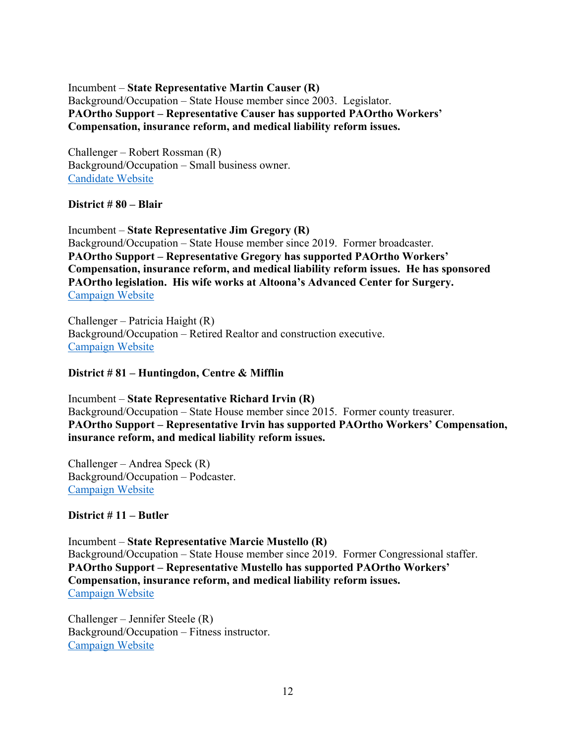Incumbent – **State Representative Martin Causer (R)**
Background/Occupation – State House member since 2003. Legislator.
**PAOrtho Support – Representative Causer has supported PAOrtho Workers' Compensation, insurance reform, and medical liability reform issues.**

Challenger – Robert Rossman (R)
Background/Occupation – Small business owner.
Candidate Website

**District # 80 – Blair**

Incumbent – **State Representative Jim Gregory (R)**
Background/Occupation – State House member since 2019. Former broadcaster.
**PAOrtho Support – Representative Gregory has supported PAOrtho Workers' Compensation, insurance reform, and medical liability reform issues. He has sponsored PAOrtho legislation. His wife works at Altoona's Advanced Center for Surgery.**
Campaign Website

Challenger – Patricia Haight (R)
Background/Occupation – Retired Realtor and construction executive.
Campaign Website

**District # 81 – Huntingdon, Centre & Mifflin**

Incumbent – **State Representative Richard Irvin (R)**
Background/Occupation – State House member since 2015. Former county treasurer.
**PAOrtho Support – Representative Irvin has supported PAOrtho Workers' Compensation, insurance reform, and medical liability reform issues.**

Challenger – Andrea Speck (R)
Background/Occupation – Podcaster.
Campaign Website

**District # 11 – Butler**

Incumbent – **State Representative Marcie Mustello (R)**
Background/Occupation – State House member since 2019. Former Congressional staffer.
**PAOrtho Support – Representative Mustello has supported PAOrtho Workers' Compensation, insurance reform, and medical liability reform issues.**
Campaign Website

Challenger – Jennifer Steele (R)
Background/Occupation – Fitness instructor.
Campaign Website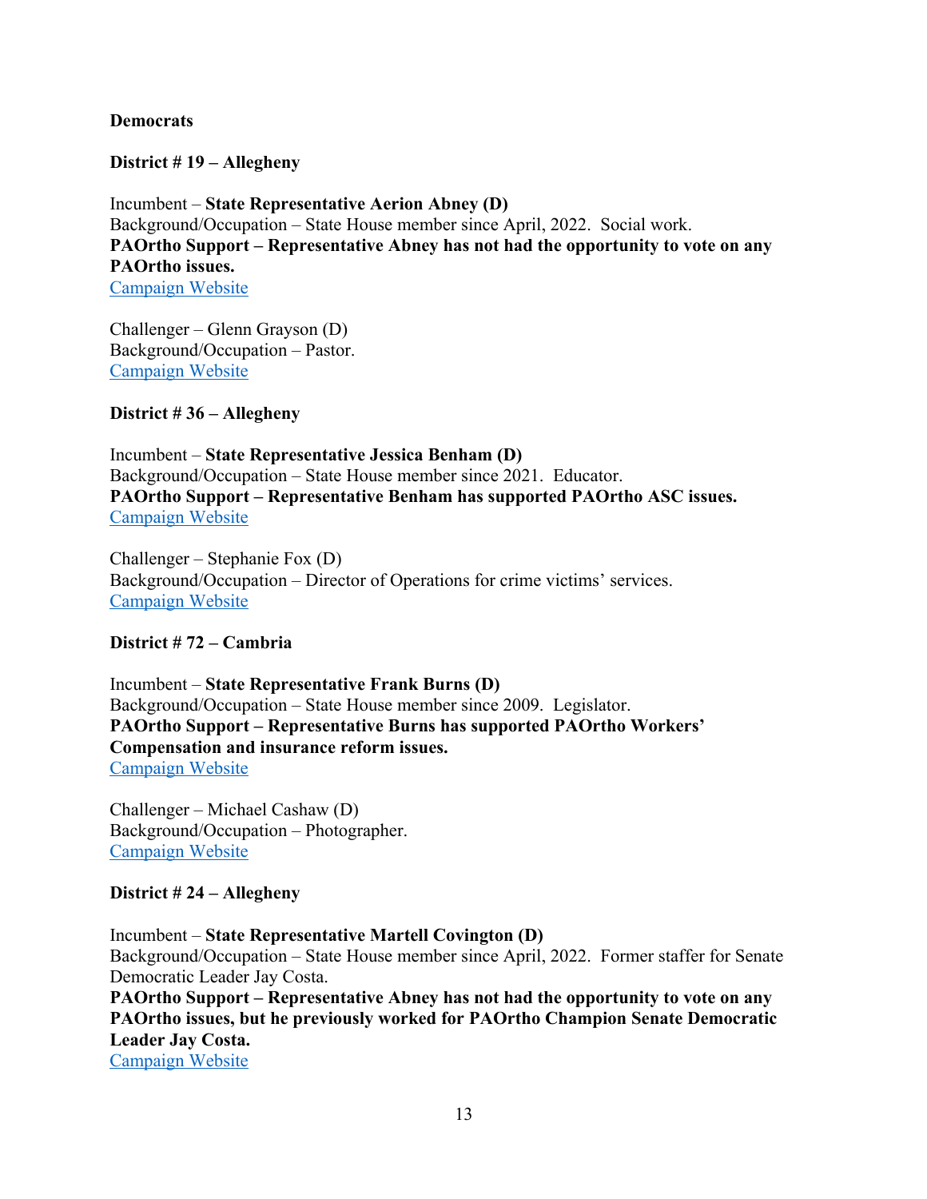**Democrats**

**District # 19 – Allegheny**

Incumbent – **State Representative Aerion Abney (D)**
Background/Occupation – State House member since April, 2022. Social work.
**PAOrtho Support – Representative Abney has not had the opportunity to vote on any PAOrtho issues.**
Campaign Website

Challenger – Glenn Grayson (D)
Background/Occupation – Pastor.
Campaign Website

**District # 36 – Allegheny**

Incumbent – **State Representative Jessica Benham (D)**
Background/Occupation – State House member since 2021. Educator.
**PAOrtho Support – Representative Benham has supported PAOrtho ASC issues.**
Campaign Website

Challenger – Stephanie Fox (D)
Background/Occupation – Director of Operations for crime victims' services.
Campaign Website

**District # 72 – Cambria**

Incumbent – **State Representative Frank Burns (D)**
Background/Occupation – State House member since 2009. Legislator.
**PAOrtho Support – Representative Burns has supported PAOrtho Workers' Compensation and insurance reform issues.**
Campaign Website

Challenger – Michael Cashaw (D)
Background/Occupation – Photographer.
Campaign Website

**District # 24 – Allegheny**

Incumbent – **State Representative Martell Covington (D)**
Background/Occupation – State House member since April, 2022. Former staffer for Senate Democratic Leader Jay Costa.
**PAOrtho Support – Representative Abney has not had the opportunity to vote on any PAOrtho issues, but he previously worked for PAOrtho Champion Senate Democratic Leader Jay Costa.**
Campaign Website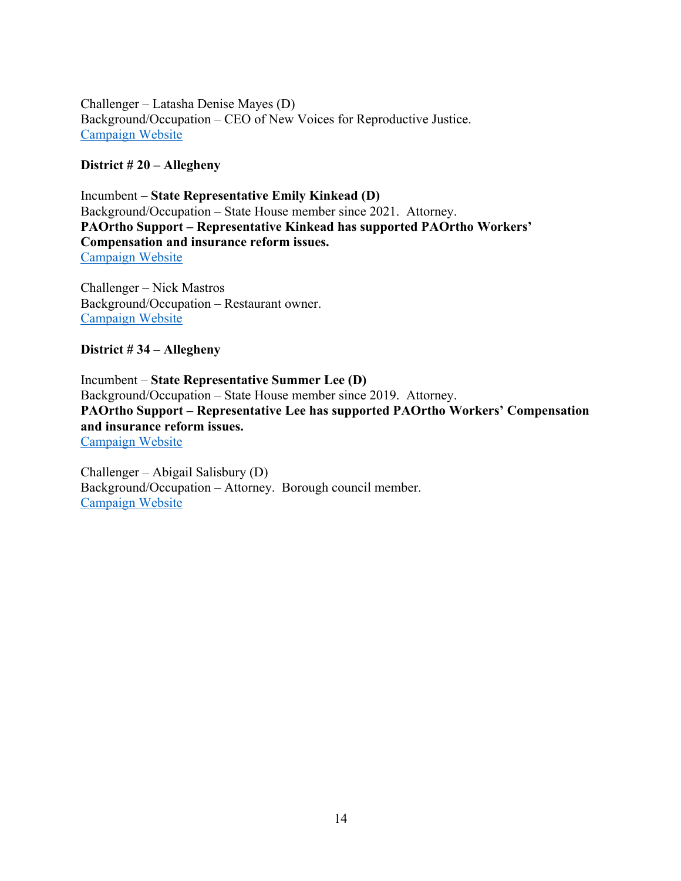Challenger – Latasha Denise Mayes (D)
Background/Occupation – CEO of New Voices for Reproductive Justice.
Campaign Website

**District # 20 – Allegheny**

Incumbent – **State Representative Emily Kinkead (D)**
Background/Occupation – State House member since 2021. Attorney.
**PAOrtho Support – Representative Kinkead has supported PAOrtho Workers' Compensation and insurance reform issues.**
Campaign Website

Challenger – Nick Mastros
Background/Occupation – Restaurant owner.
Campaign Website

**District # 34 – Allegheny**

Incumbent – **State Representative Summer Lee (D)**
Background/Occupation – State House member since 2019. Attorney.
**PAOrtho Support – Representative Lee has supported PAOrtho Workers' Compensation and insurance reform issues.**
Campaign Website

Challenger – Abigail Salisbury (D)
Background/Occupation – Attorney. Borough council member.
Campaign Website